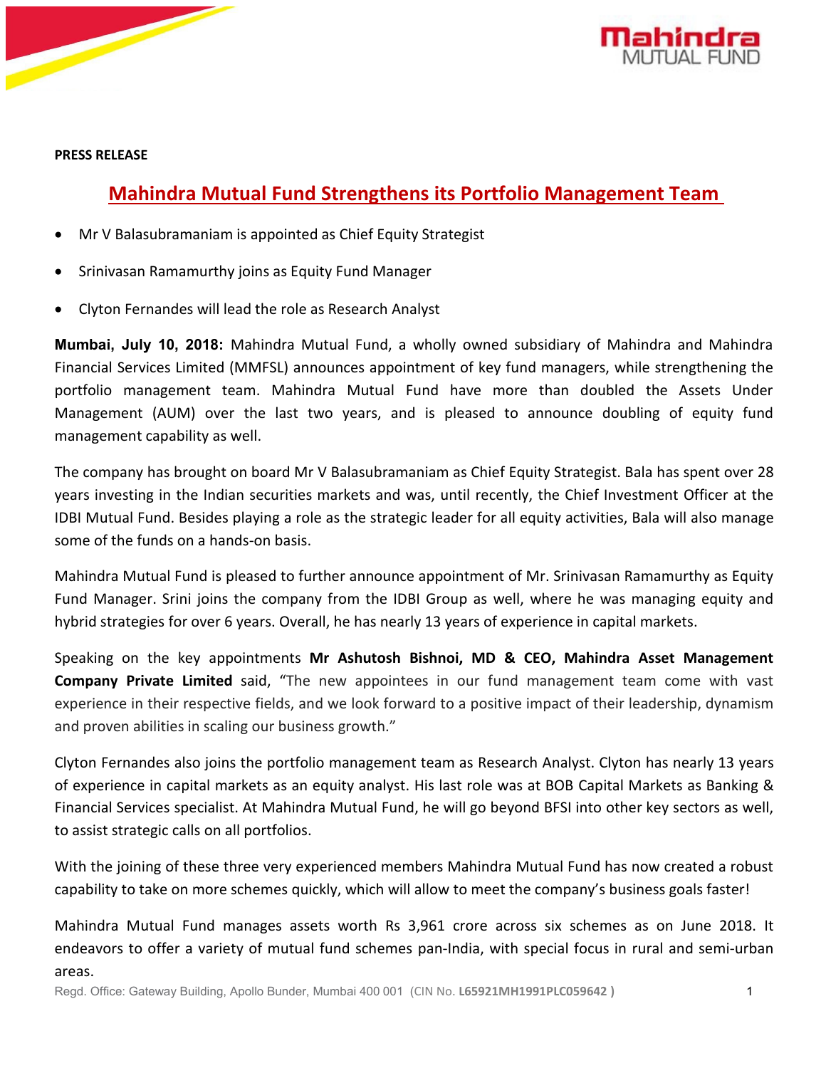**PRESS RELEASE**

# Mahindra Mutual Fund Strengthens its Portfolio Management Team

- Mr V Balasubramaniam is appointed as Chief Equity Strategist
- Srinivasan Ramamurthy joins as Equity Fund Manager
- Clyton Fernandes will lead the role as Research Analyst

**Mumbai, July 10, 2018:** Mahindra Mutual Fund, a wholly owned subsidiary of Mahindra and Mahindra Financial Services Limited (MMFSL) announces appointment of key fund managers, while strengthening the portfolio management team. Mahindra Mutual Fund have more than doubled the Assets Under Management (AUM) over the last two years, and is pleased to announce doubling of equity fund management capability as well.

The company has brought on board Mr V Balasubramaniam as Chief Equity Strategist. Bala has spent over 28 years investing in the Indian securities markets and was, until recently, the Chief Investment Officer at the IDBI Mutual Fund. Besides playing a role as the strategic leader for all equity activities, Bala will also manage some of the funds on a hands-on basis.

Mahindra Mutual Fund is pleased to further announce appointment of Mr. Srinivasan Ramamurthy as Equity Fund Manager. Srini joins the company from the IDBI Group as well, where he was managing equity and hybrid strategies for over 6 years. Overall, he has nearly 13 years of experience in capital markets.

Speaking on the key appointments **Mr Ashutosh Bishnoi, MD & CEO, Mahindra Asset Management Company Private Limited** said, "The new appointees in our fund management team come with vast experience in their respective fields, and we look forward to a positive impact of their leadership, dynamism and proven abilities in scaling our business growth."

Clyton Fernandes also joins the portfolio management team as Research Analyst. Clyton has nearly 13 years of experience in capital markets as an equity analyst. His last role was at BOB Capital Markets as Banking & Financial Services specialist. At Mahindra Mutual Fund, he will go beyond BFSI into other key sectors as well, to assist strategic calls on all portfolios.

With the joining of these three very experienced members Mahindra Mutual Fund has now created a robust capability to take on more schemes quickly, which will allow to meet the company's business goals faster!

Mahindra Mutual Fund manages assets worth Rs 3,961 crore across six schemes as on June 2018. It endeavors to offer a variety of mutual fund schemes pan-India, with special focus in rural and semi-urban areas.

Regd. Office: Gateway Building, Apollo Bunder, Mumbai 400 001 (CIN No. **L65921MH1991PLC059642**)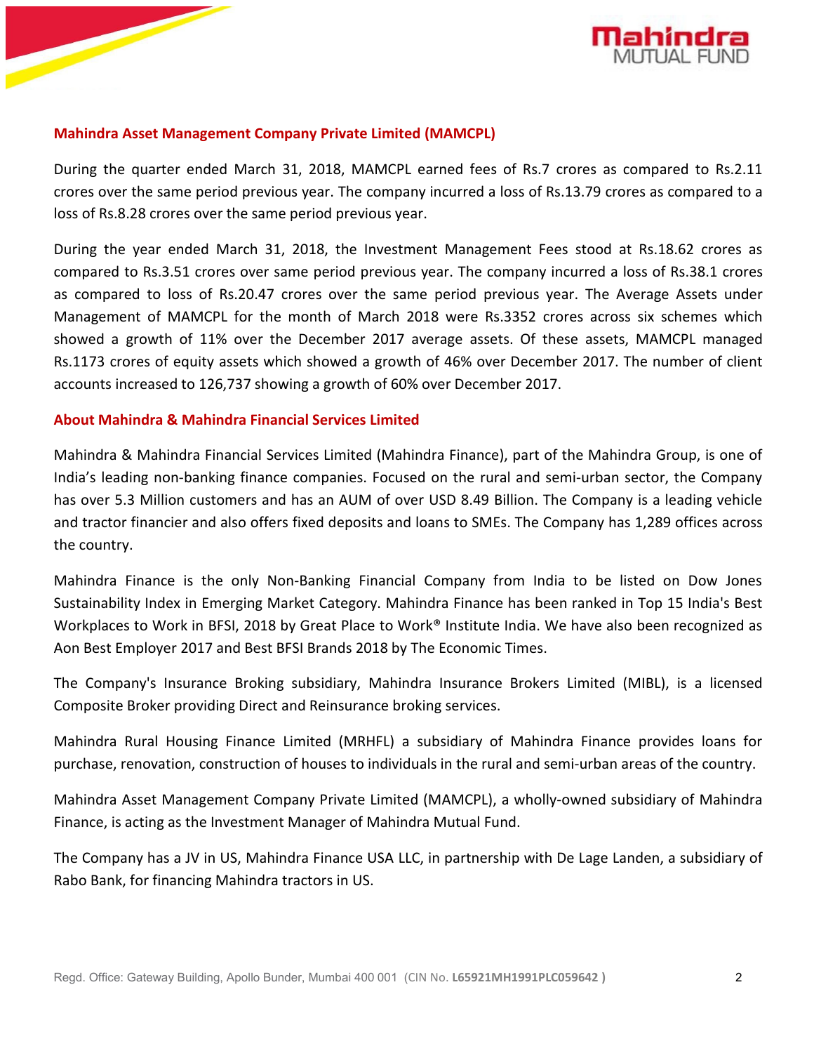### Mahindra Asset Management Company Private Limited (MAMCPL)

During the quarter ended March 31, 2018, MAMCPL earned fees of Rs.7 crores as compared to Rs.2.11 crores over the same period previous year. The company incurred a loss of Rs.13.79 crores as compared to a loss of Rs.8.28 crores over the same period previous year.

During the year ended March 31, 2018, the Investment Management Fees stood at Rs.18.62 crores as compared to Rs.3.51 crores over same period previous year. The company incurred a loss of Rs.38.1 crores as compared to loss of Rs.20.47 crores over the same period previous year. The Average Assets under Management of MAMCPL for the month of March 2018 were Rs.3352 crores across six schemes which showed a growth of 11% over the December 2017 average assets. Of these assets, MAMCPL managed Rs.1173 crores of equity assets which showed a growth of 46% over December 2017. The number of client accounts increased to 126,737 showing a growth of 60% over December 2017.

### About Mahindra & Mahindra Financial Services Limited

Mahindra & Mahindra Financial Services Limited (Mahindra Finance), part of the Mahindra Group, is one of India's leading non-banking finance companies. Focused on the rural and semi-urban sector, the Company has over 5.3 Million customers and has an AUM of over USD 8.49 Billion. The Company is a leading vehicle and tractor financier and also offers fixed deposits and loans to SMEs. The Company has 1,289 offices across the country.

Mahindra Finance is the only Non-Banking Financial Company from India to be listed on Dow Jones Sustainability Index in Emerging Market Category. Mahindra Finance has been ranked in Top 15 India's Best Workplaces to Work in BFSI, 2018 by Great Place to Work® Institute India. We have also been recognized as Aon Best Employer 2017 and Best BFSI Brands 2018 by The Economic Times.

The Company's Insurance Broking subsidiary, Mahindra Insurance Brokers Limited (MIBL), is a licensed Composite Broker providing Direct and Reinsurance broking services.

Mahindra Rural Housing Finance Limited (MRHFL) a subsidiary of Mahindra Finance provides loans for purchase, renovation, construction of houses to individuals in the rural and semi-urban areas of the country.

Mahindra Asset Management Company Private Limited (MAMCPL), a wholly-owned subsidiary of Mahindra Finance, is acting as the Investment Manager of Mahindra Mutual Fund.

The Company has a JV in US, Mahindra Finance USA LLC, in partnership with De Lage Landen, a subsidiary of Rabo Bank, for financing Mahindra tractors in US.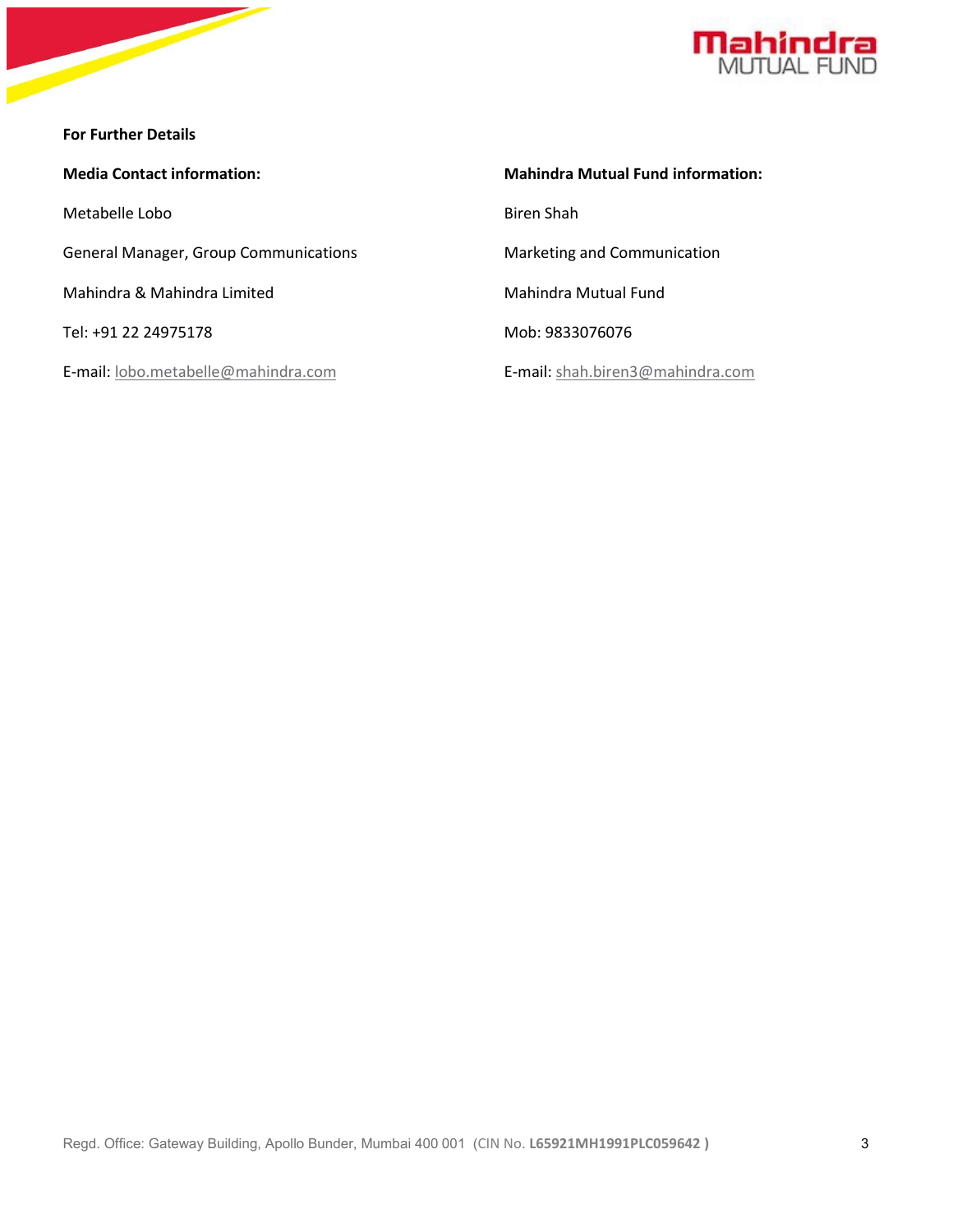**For Further Details**

**Media Contact information:**

Metabelle Lobo

General Manager, Group Communications

Mahindra & Mahindra Limited

Tel: +91 22 24975178

E-mail: lobo.metabelle@mahindra.com

**Mahindra Mutual Fund information:**

Biren Shah

Marketing and Communication

Mahindra Mutual Fund

Mob: 9833076076

E-mail: shah.biren3@mahindra.com

Regd. Office: Gateway Building, Apollo Bunder, Mumbai 400 001 (CIN No. **L65921MH1991PLC059642**)